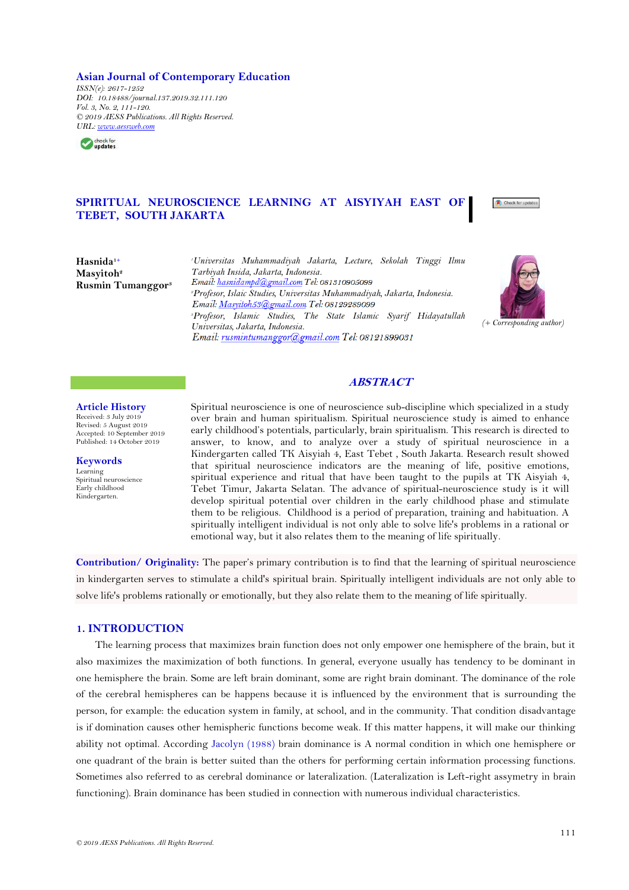**Asian Journal of Contemporary Education**

*ISSN(e): 2617-1252*
*DOI: 10.18488/journal.137.2019.32.111.120*
*Vol. 3, No. 2, 111-120.*
*© 2019 AESS Publications. All Rights Reserved.*
*URL: www.aessweb.com*

# SPIRITUAL NEUROSCIENCE LEARNING AT AISYIYAH EAST OF TEBET, SOUTH JAKARTA

**Hasnida**[1+]
**Masyitoh**[2]
**Rusmin Tumanggor**[3]

[1]*Universitas Muhammadiyah Jakarta, Lecture, Sekolah Tinggi Ilmu Tarbiyah Insida, Jakarta, Indonesia.*
*Email: hasnidampd@gmail.com Tel: 081310905099*
[2]*Profesor, Islaic Studies, Universitas Muhammadiyah, Jakarta, Indonesia.*
*Email: Masyitoh53@gmail.com Tel: 08129289099*
[3]*Profesor, Islamic Studies, The State Islamic Syarif Hidayatullah Universitas, Jakarta, Indonesia.*
*Email: rusmintumanggor@gmail.com Tel: 08121899031*

*(+ Corresponding author)*

## ABSTRACT

Spiritual neuroscience is one of neuroscience sub-discipline which specialized in a study over brain and human spiritualism. Spiritual neuroscience study is aimed to enhance early childhood's potentials, particularly, brain spiritualism. This research is directed to answer, to know, and to analyze over a study of spiritual neuroscience in a Kindergarten called TK Aisyiah 4, East Tebet , South Jakarta. Research result showed that spiritual neuroscience indicators are the meaning of life, positive emotions, spiritual experience and ritual that have been taught to the pupils at TK Aisyiah 4, Tebet Timur, Jakarta Selatan. The advance of spiritual-neuroscience study is it will develop spiritual potential over children in the early childhood phase and stimulate them to be religious. Childhood is a period of preparation, training and habituation. A spiritually intelligent individual is not only able to solve life's problems in a rational or emotional way, but it also relates them to the meaning of life spiritually.

**Article History**
Received: 3 July 2019
Revised: 5 August 2019
Accepted: 10 September 2019
Published: 14 October 2019

**Keywords**
Learning
Spiritual neuroscience
Early childhood
Kindergarten.

**Contribution/ Originality:** The paper's primary contribution is to find that the learning of spiritual neuroscience in kindergarten serves to stimulate a child's spiritual brain. Spiritually intelligent individuals are not only able to solve life's problems rationally or emotionally, but they also relate them to the meaning of life spiritually.

## 1. INTRODUCTION

The learning process that maximizes brain function does not only empower one hemisphere of the brain, but it also maximizes the maximization of both functions. In general, everyone usually has tendency to be dominant in one hemisphere the brain. Some are left brain dominant, some are right brain dominant. The dominance of the role of the cerebral hemispheres can be happens because it is influenced by the environment that is surrounding the person, for example: the education system in family, at school, and in the community. That condition disadvantage is if domination causes other hemispheric functions become weak. If this matter happens, it will make our thinking ability not optimal. According Jacolyn (1988) brain dominance is A normal condition in which one hemisphere or one quadrant of the brain is better suited than the others for performing certain information processing functions. Sometimes also referred to as cerebral dominance or lateralization. (Lateralization is Left-right assymetry in brain functioning). Brain dominance has been studied in connection with numerous individual characteristics.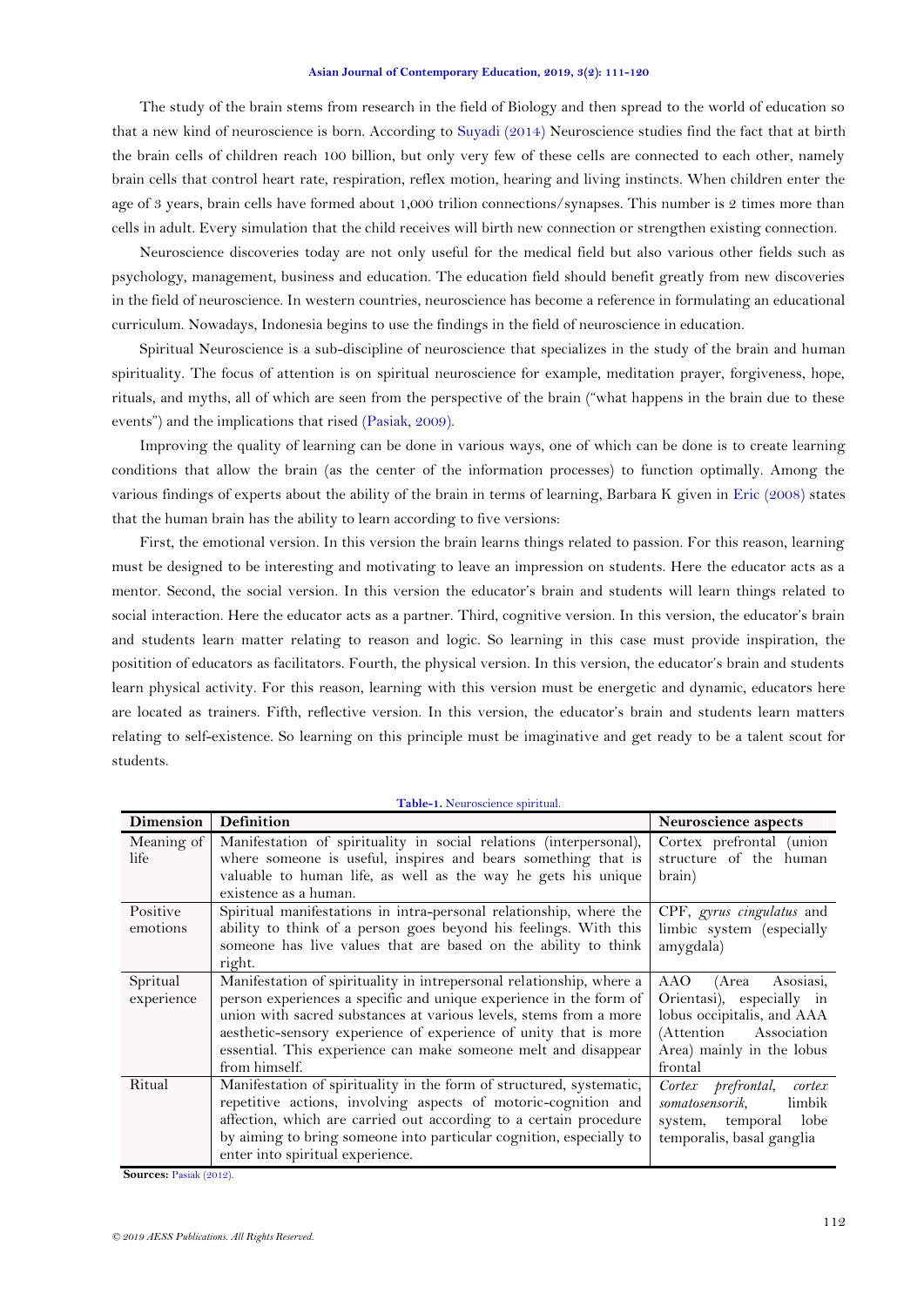The study of the brain stems from research in the field of Biology and then spread to the world of education so that a new kind of neuroscience is born. According to Suyadi (2014) Neuroscience studies find the fact that at birth the brain cells of children reach 100 billion, but only very few of these cells are connected to each other, namely brain cells that control heart rate, respiration, reflex motion, hearing and living instincts. When children enter the age of 3 years, brain cells have formed about 1,000 trilion connections/synapses. This number is 2 times more than cells in adult. Every simulation that the child receives will birth new connection or strengthen existing connection.

Neuroscience discoveries today are not only useful for the medical field but also various other fields such as psychology, management, business and education. The education field should benefit greatly from new discoveries in the field of neuroscience. In western countries, neuroscience has become a reference in formulating an educational curriculum. Nowadays, Indonesia begins to use the findings in the field of neuroscience in education.

Spiritual Neuroscience is a sub-discipline of neuroscience that specializes in the study of the brain and human spirituality. The focus of attention is on spiritual neuroscience for example, meditation prayer, forgiveness, hope, rituals, and myths, all of which are seen from the perspective of the brain ("what happens in the brain due to these events") and the implications that rised (Pasiak, 2009).

Improving the quality of learning can be done in various ways, one of which can be done is to create learning conditions that allow the brain (as the center of the information processes) to function optimally. Among the various findings of experts about the ability of the brain in terms of learning, Barbara K given in Eric (2008) states that the human brain has the ability to learn according to five versions:

First, the emotional version. In this version the brain learns things related to passion. For this reason, learning must be designed to be interesting and motivating to leave an impression on students. Here the educator acts as a mentor. Second, the social version. In this version the educator's brain and students will learn things related to social interaction. Here the educator acts as a partner. Third, cognitive version. In this version, the educator's brain and students learn matter relating to reason and logic. So learning in this case must provide inspiration, the positition of educators as facilitators. Fourth, the physical version. In this version, the educator's brain and students learn physical activity. For this reason, learning with this version must be energetic and dynamic, educators here are located as trainers. Fifth, reflective version. In this version, the educator's brain and students learn matters relating to self-existence. So learning on this principle must be imaginative and get ready to be a talent scout for students.

**Table-1.** Neuroscience spiritual.

| Dimension | Definition | Neuroscience aspects |
|---|---|---|
| Meaning of life | Manifestation of spirituality in social relations (interpersonal), where someone is useful, inspires and bears something that is valuable to human life, as well as the way he gets his unique existence as a human. | Cortex prefrontal (union structure of the human brain) |
| Positive emotions | Spiritual manifestations in intra-personal relationship, where the ability to think of a person goes beyond his feelings. With this someone has live values that are based on the ability to think right. | CPF, *gyrus cingulatus* and limbic system (especially amygdala) |
| Spritual experience | Manifestation of spirituality in intrepersonal relationship, where a person experiences a specific and unique experience in the form of union with sacred substances at various levels, stems from a more aesthetic-sensory experience of experience of unity that is more essential. This experience can make someone melt and disappear from himself. | AAO (Area Asosiasi, Orientasi), especially in lobus occipitalis, and AAA (Attention Association Area) mainly in the lobus frontal |
| Ritual | Manifestation of spirituality in the form of structured, systematic, repetitive actions, involving aspects of motoric-cognition and affection, which are carried out according to a certain procedure by aiming to bring someone into particular cognition, especially to enter into spiritual experience. | *Cortex prefrontal*, *cortex somatosensorik*, limbik system, temporal lobe temporalis, basal ganglia |

**Sources:** Pasiak (2012).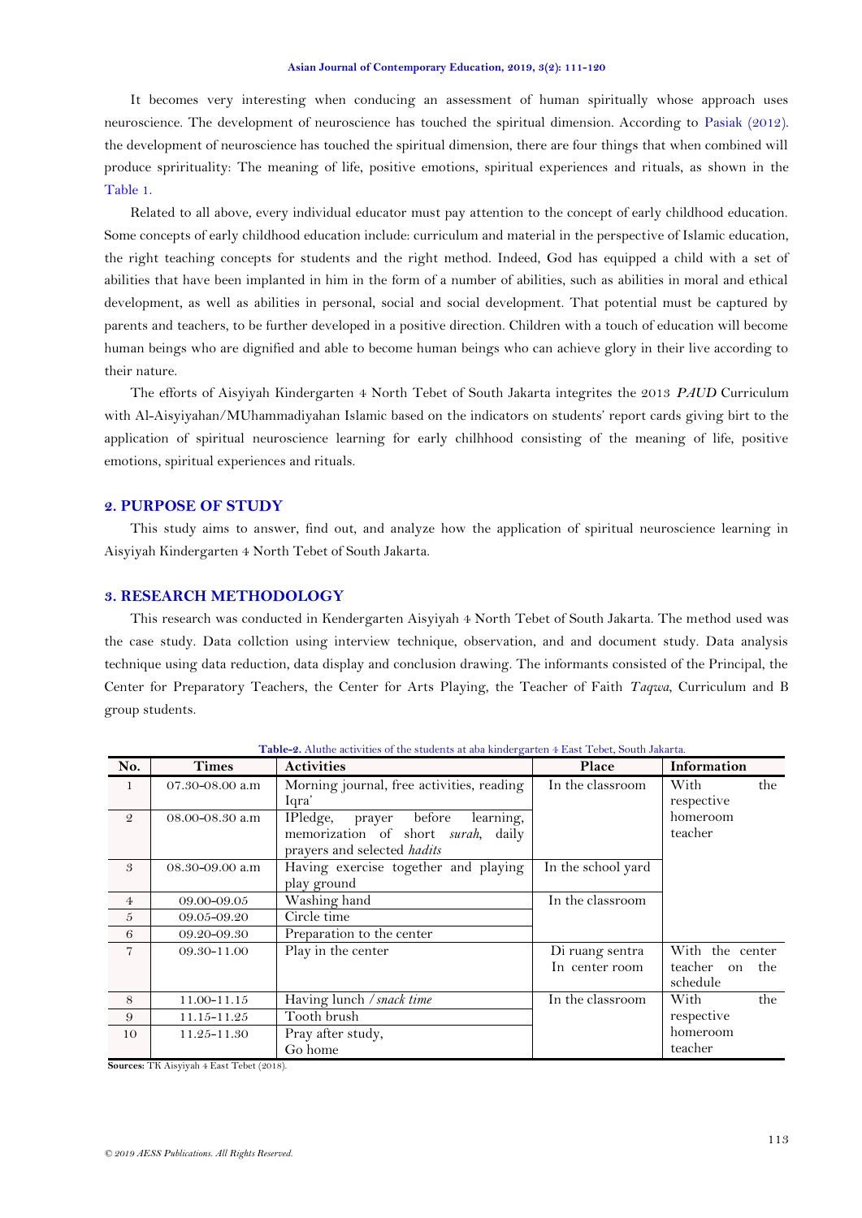It becomes very interesting when conducing an assessment of human spiritually whose approach uses neuroscience. The development of neuroscience has touched the spiritual dimension. According to Pasiak (2012). the development of neuroscience has touched the spiritual dimension, there are four things that when combined will produce spirituality: The meaning of life, positive emotions, spiritual experiences and rituals, as shown in the Table 1.

Related to all above, every individual educator must pay attention to the concept of early childhood education. Some concepts of early childhood education include: curriculum and material in the perspective of Islamic education, the right teaching concepts for students and the right method. Indeed, God has equipped a child with a set of abilities that have been implanted in him in the form of a number of abilities, such as abilities in moral and ethical development, as well as abilities in personal, social and social development. That potential must be captured by parents and teachers, to be further developed in a positive direction. Children with a touch of education will become human beings who are dignified and able to become human beings who can achieve glory in their live according to their nature.

The efforts of Aisyiyah Kindergarten 4 North Tebet of South Jakarta integrites the 2013 *PAUD* Curriculum with Al-Aisyiyahan/MUhammadiyahan Islamic based on the indicators on students' report cards giving birt to the application of spiritual neuroscience learning for early chilhhood consisting of the meaning of life, positive emotions, spiritual experiences and rituals.

## 2. PURPOSE OF STUDY

This study aims to answer, find out, and analyze how the application of spiritual neuroscience learning in Aisyiyah Kindergarten 4 North Tebet of South Jakarta.

## 3. RESEARCH METHODOLOGY

This research was conducted in Kendergarten Aisyiyah 4 North Tebet of South Jakarta. The method used was the case study. Data collction using interview technique, observation, and and document study. Data analysis technique using data reduction, data display and conclusion drawing. The informants consisted of the Principal, the Center for Preparatory Teachers, the Center for Arts Playing, the Teacher of Faith *Taqwa*, Curriculum and B group students.

**Table-2.** Aluthe activities of the students at aba kindergarten 4 East Tebet, South Jakarta.

| No. | Times | Activities | Place | Information |
|---|---|---|---|---|
| 1 | 07.30-08.00 a.m | Morning journal, free activities, reading Iqra' | In the classroom | With the respective homeroom teacher |
| 2 | 08.00-08.30 a.m | IPledge, prayer before learning, memorization of short *surah*, daily prayers and selected *hadits* | | |
| 3 | 08.30-09.00 a.m | Having exercise together and playing play ground | In the school yard | |
| 4 | 09.00-09.05 | Washing hand | In the classroom | |
| 5 | 09.05-09.20 | Circle time | | |
| 6 | 09.20-09.30 | Preparation to the center | | |
| 7 | 09.30-11.00 | Play in the center | Di ruang sentra In center room | With the center teacher on the schedule |
| 8 | 11.00-11.15 | Having lunch / *snack time* | In the classroom | With the respective homeroom teacher |
| 9 | 11.15-11.25 | Tooth brush | | |
| 10 | 11.25-11.30 | Pray after study, Go home | | |

**Sources:** TK Aisyiyah 4 East Tebet (2018).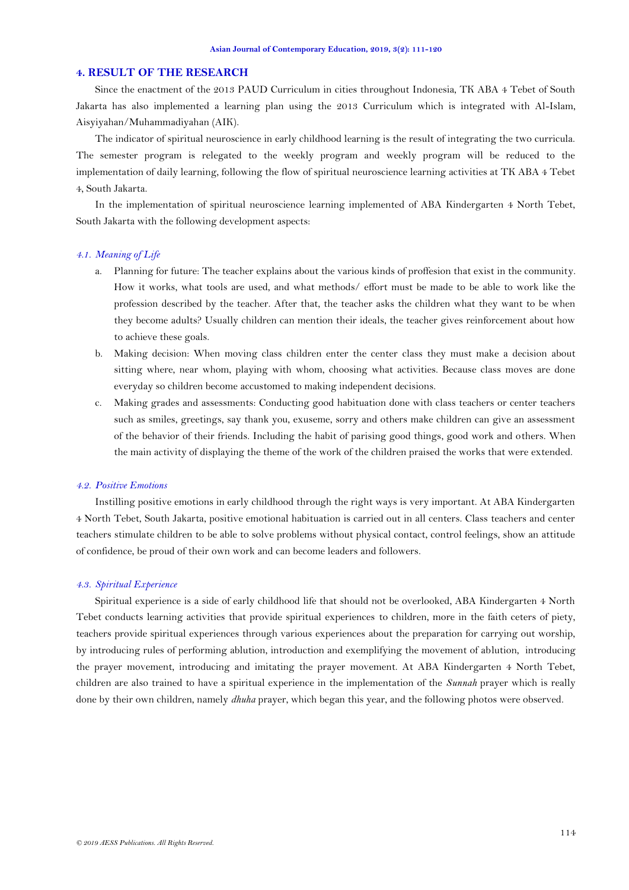## 4. RESULT OF THE RESEARCH

Since the enactment of the 2013 PAUD Curriculum in cities throughout Indonesia, TK ABA 4 Tebet of South Jakarta has also implemented a learning plan using the 2013 Curriculum which is integrated with Al-Islam, Aisyiyahan/Muhammadiyahan (AIK).

The indicator of spiritual neuroscience in early childhood learning is the result of integrating the two curricula. The semester program is relegated to the weekly program and weekly program will be reduced to the implementation of daily learning, following the flow of spiritual neuroscience learning activities at TK ABA 4 Tebet 4, South Jakarta.

In the implementation of spiritual neuroscience learning implemented of ABA Kindergarten 4 North Tebet, South Jakarta with the following development aspects:

### *4.1. Meaning of Life*

a. Planning for future: The teacher explains about the various kinds of proffesion that exist in the community. How it works, what tools are used, and what methods/ effort must be made to be able to work like the profession described by the teacher. After that, the teacher asks the children what they want to be when they become adults? Usually children can mention their ideals, the teacher gives reinforcement about how to achieve these goals.

b. Making decision: When moving class children enter the center class they must make a decision about sitting where, near whom, playing with whom, choosing what activities. Because class moves are done everyday so children become accustomed to making independent decisions.

c. Making grades and assessments: Conducting good habituation done with class teachers or center teachers such as smiles, greetings, say thank you, exuseme, sorry and others make children can give an assessment of the behavior of their friends. Including the habit of parising good things, good work and others. When the main activity of displaying the theme of the work of the children praised the works that were extended.

### *4.2. Positive Emotions*

Instilling positive emotions in early childhood through the right ways is very important. At ABA Kindergarten 4 North Tebet, South Jakarta, positive emotional habituation is carried out in all centers. Class teachers and center teachers stimulate children to be able to solve problems without physical contact, control feelings, show an attitude of confidence, be proud of their own work and can become leaders and followers.

### *4.3. Spiritual Experience*

Spiritual experience is a side of early childhood life that should not be overlooked, ABA Kindergarten 4 North Tebet conducts learning activities that provide spiritual experiences to children, more in the faith ceters of piety, teachers provide spiritual experiences through various experiences about the preparation for carrying out worship, by introducing rules of performing ablution, introduction and exemplifying the movement of ablution, introducing the prayer movement, introducing and imitating the prayer movement. At ABA Kindergarten 4 North Tebet, children are also trained to have a spiritual experience in the implementation of the *Sunnah* prayer which is really done by their own children, namely *dhuha* prayer, which began this year, and the following photos were observed.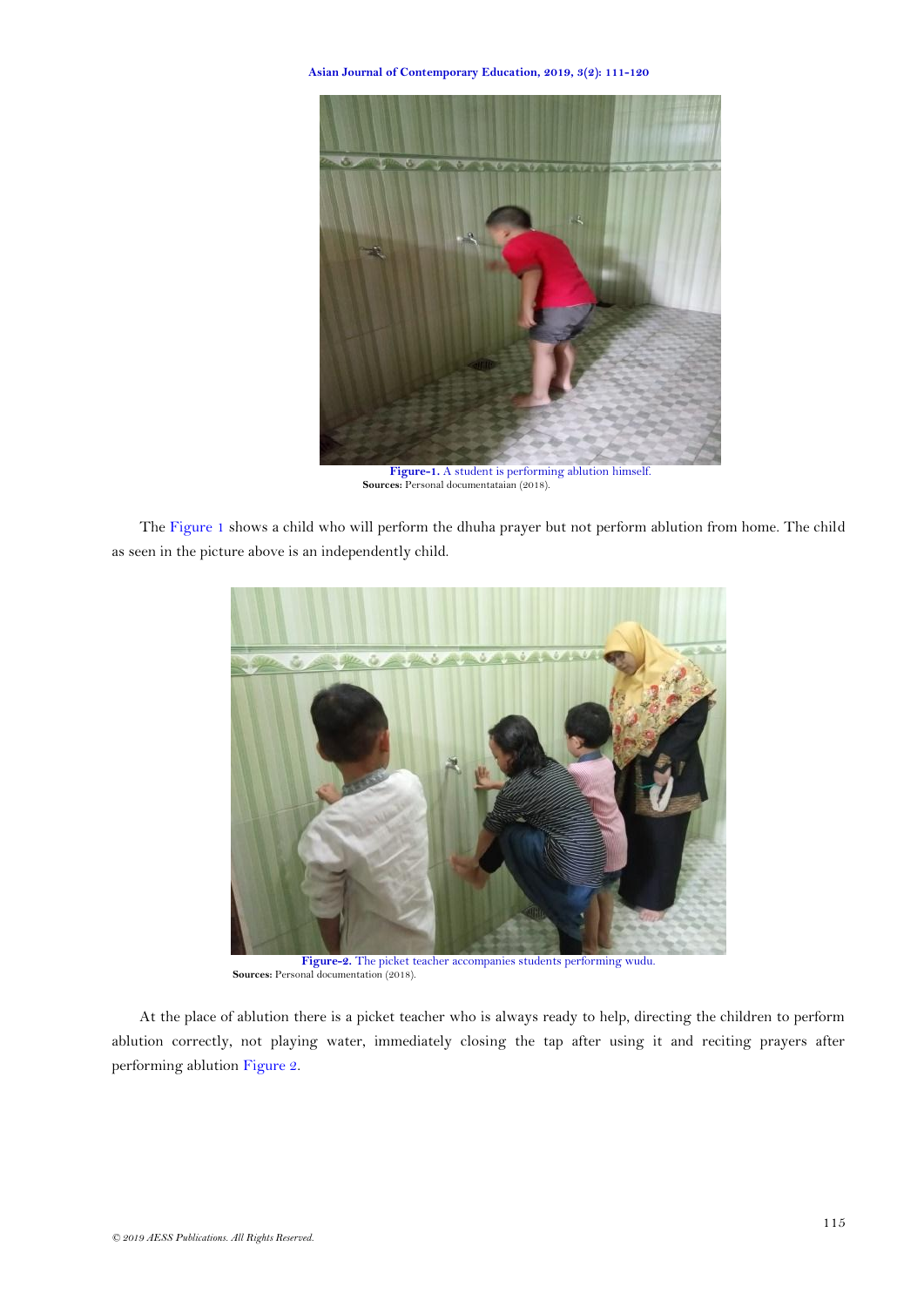**Figure-1.** A student is performing ablution himself.
**Sources:** Personal documentataian (2018).

The Figure 1 shows a child who will perform the dhuha prayer but not perform ablution from home. The child as seen in the picture above is an independently child.

**Figure-2.** The picket teacher accompanies students performing wudu.
**Sources:** Personal documentation (2018).

At the place of ablution there is a picket teacher who is always ready to help, directing the children to perform ablution correctly, not playing water, immediately closing the tap after using it and reciting prayers after performing ablution Figure 2.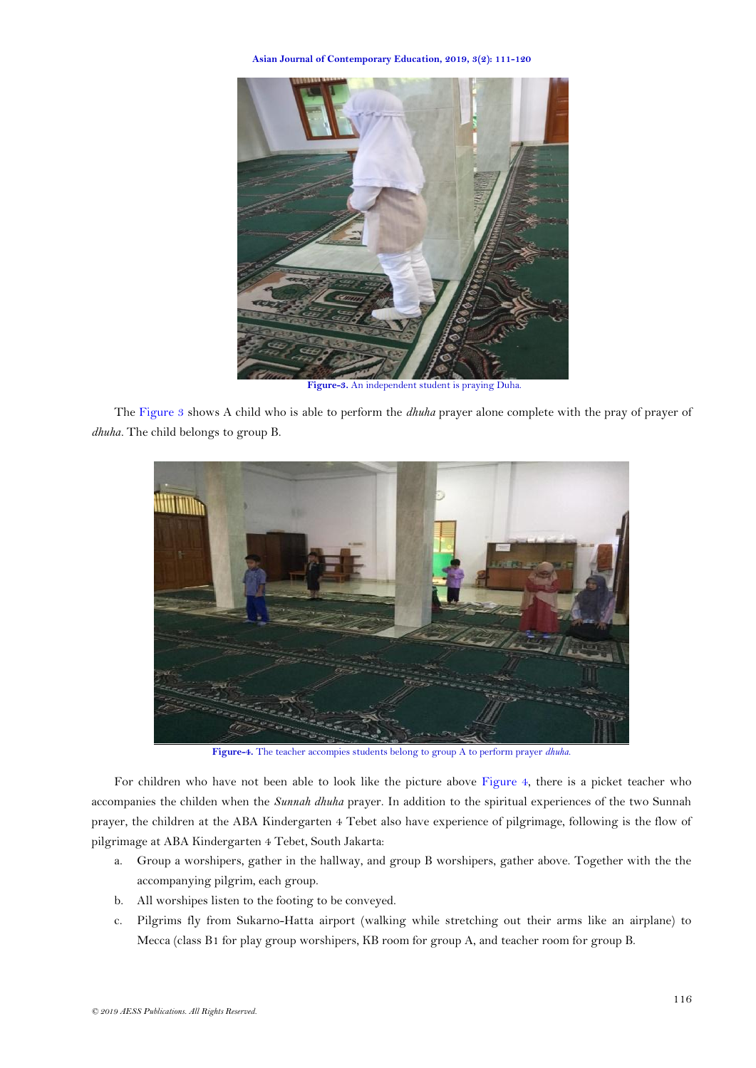**Figure-3.** An independent student is praying Duha.

The Figure 3 shows A child who is able to perform the *dhuha* prayer alone complete with the pray of prayer of *dhuha*. The child belongs to group B.

**Figure-4.** The teacher accompies students belong to group A to perform prayer *dhuha*.

For children who have not been able to look like the picture above Figure 4, there is a picket teacher who accompanies the childen when the *Sunnah dhuha* prayer. In addition to the spiritual experiences of the two Sunnah prayer, the children at the ABA Kindergarten 4 Tebet also have experience of pilgrimage, following is the flow of pilgrimage at ABA Kindergarten 4 Tebet, South Jakarta:

a. Group a worshipers, gather in the hallway, and group B worshipers, gather above. Together with the the accompanying pilgrim, each group.
b. All worships listen to the footing to be conveyed.
c. Pilgrims fly from Sukarno-Hatta airport (walking while stretching out their arms like an airplane) to Mecca (class B1 for play group worshipers, KB room for group A, and teacher room for group B.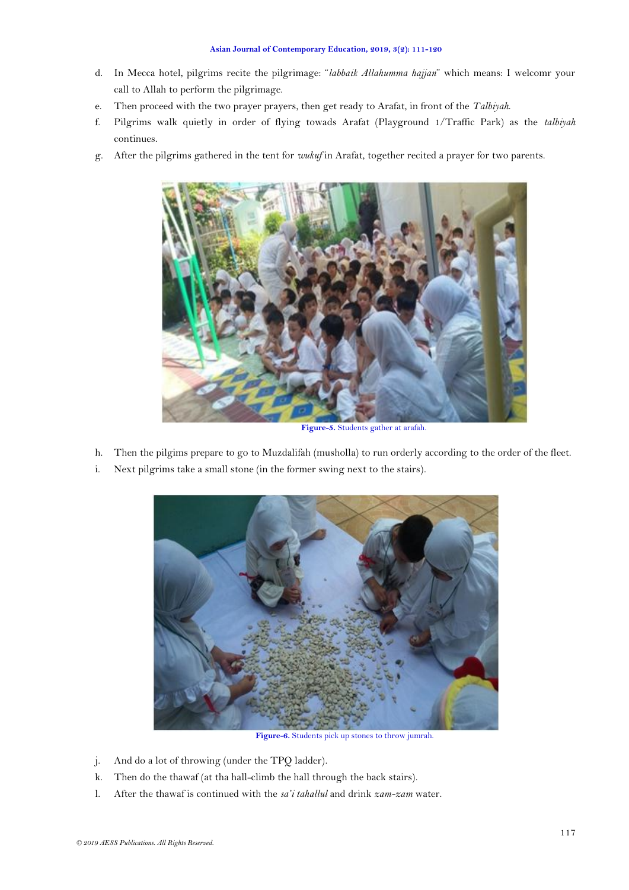d. In Mecca hotel, pilgrims recite the pilgrimage: "*labbaik Allahumma hajjan*" which means: I welcomr your call to Allah to perform the pilgrimage.
e. Then proceed with the two prayer prayers, then get ready to Arafat, in front of the *Talbiyah.*
f. Pilgrims walk quietly in order of flying towads Arafat (Playground 1/Traffic Park) as the *talbiyah* continues.
g. After the pilgrims gathered in the tent for *wukuf* in Arafat, together recited a prayer for two parents.

**Figure-5.** Students gather at arafah.

h. Then the pilgims prepare to go to Muzdalifah (musholla) to run orderly according to the order of the fleet.
i. Next pilgrims take a small stone (in the former swing next to the stairs).

**Figure-6.** Students pick up stones to throw jumrah.

j. And do a lot of throwing (under the TPQ ladder).
k. Then do the thawaf (at tha hall-climb the hall through the back stairs).
l. After the thawaf is continued with the *sa'i tahallul* and drink *zam-zam* water.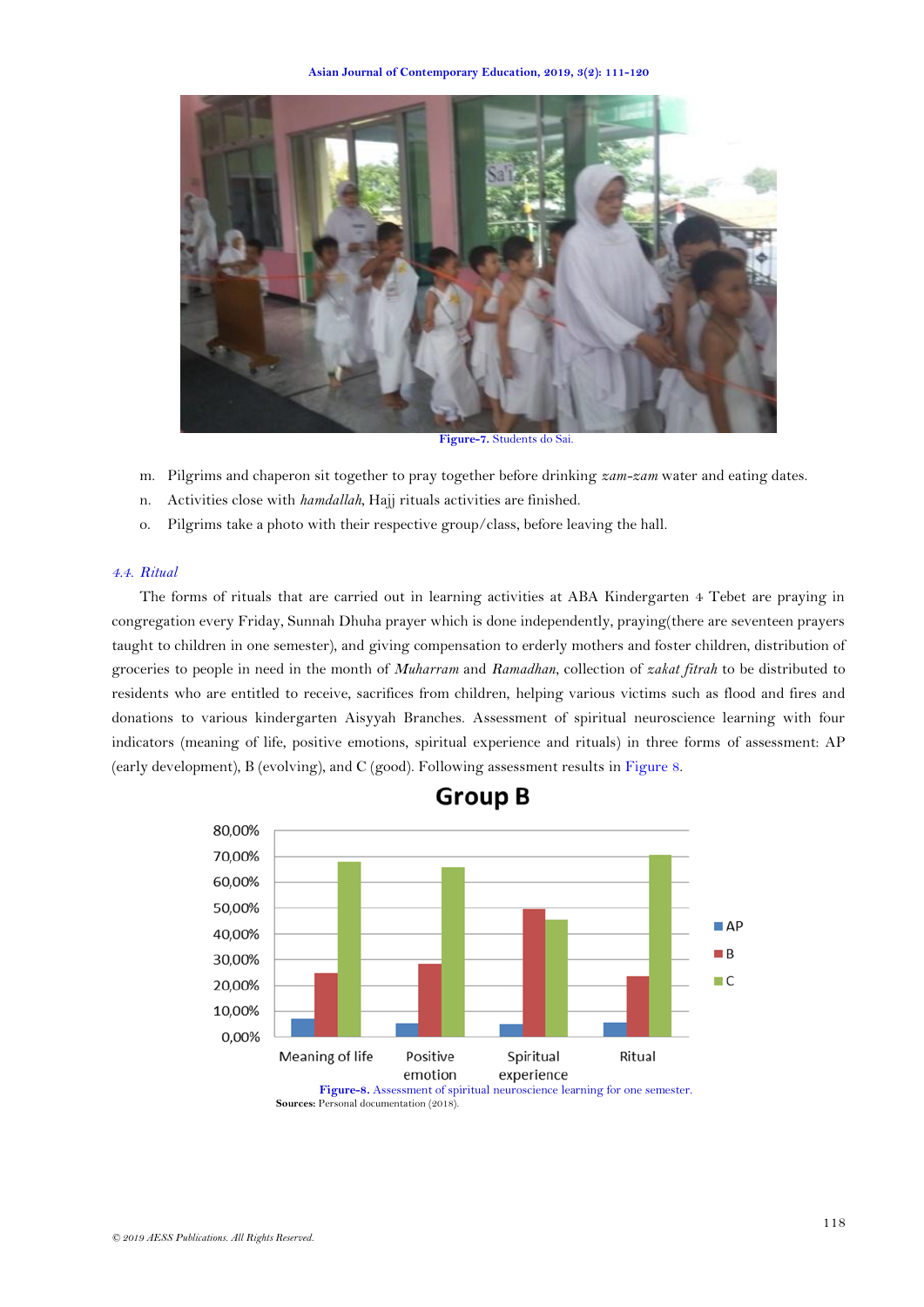Figure-7. Students do Sai.

m. Pilgrims and chaperon sit together to pray together before drinking *zam-zam* water and eating dates.

n. Activities close with *hamdallah*, Hajj rituals activities are finished.

o. Pilgrims take a photo with their respective group/class, before leaving the hall.

### *4.4. Ritual*

The forms of rituals that are carried out in learning activities at ABA Kindergarten 4 Tebet are praying in congregation every Friday, Sunnah Dhuha prayer which is done independently, praying(there are seventeen prayers taught to children in one semester), and giving compensation to erderly mothers and foster children, distribution of groceries to people in need in the month of *Muharram* and *Ramadhan*, collection of *zakat fitrah* to be distributed to residents who are entitled to receive, sacrifices from children, helping various victims such as flood and fires and donations to various kindergarten Aisyyah Branches. Assessment of spiritual neuroscience learning with four indicators (meaning of life, positive emotions, spiritual experience and rituals) in three forms of assessment: AP (early development), B (evolving), and C (good). Following assessment results in Figure 8.

Figure-8. Assessment of spiritual neuroscience learning for one semester.

**Sources:** Personal documentation (2018).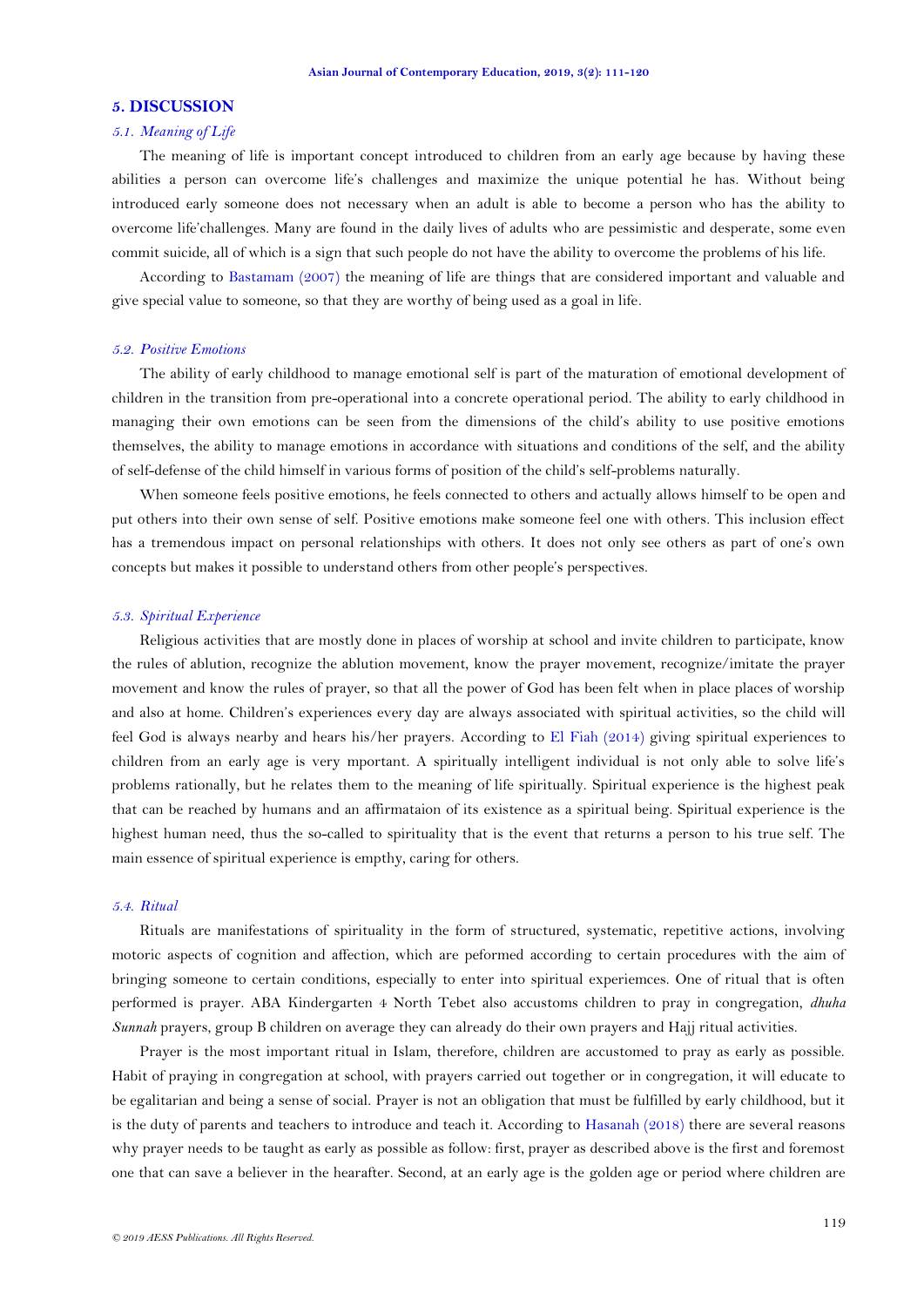## 5. DISCUSSION

### *5.1. Meaning of Life*

The meaning of life is important concept introduced to children from an early age because by having these abilities a person can overcome life's challenges and maximize the unique potential he has. Without being introduced early someone does not necessary when an adult is able to become a person who has the ability to overcome life'challenges. Many are found in the daily lives of adults who are pessimistic and desperate, some even commit suicide, all of which is a sign that such people do not have the ability to overcome the problems of his life.

According to Bastamam (2007) the meaning of life are things that are considered important and valuable and give special value to someone, so that they are worthy of being used as a goal in life.

### *5.2. Positive Emotions*

The ability of early childhood to manage emotional self is part of the maturation of emotional development of children in the transition from pre-operational into a concrete operational period. The ability to early childhood in managing their own emotions can be seen from the dimensions of the child's ability to use positive emotions themselves, the ability to manage emotions in accordance with situations and conditions of the self, and the ability of self-defense of the child himself in various forms of position of the child's self-problems naturally.

When someone feels positive emotions, he feels connected to others and actually allows himself to be open and put others into their own sense of self. Positive emotions make someone feel one with others. This inclusion effect has a tremendous impact on personal relationships with others. It does not only see others as part of one's own concepts but makes it possible to understand others from other people's perspectives.

### *5.3. Spiritual Experience*

Religious activities that are mostly done in places of worship at school and invite children to participate, know the rules of ablution, recognize the ablution movement, know the prayer movement, recognize/imitate the prayer movement and know the rules of prayer, so that all the power of God has been felt when in place places of worship and also at home. Children's experiences every day are always associated with spiritual activities, so the child will feel God is always nearby and hears his/her prayers. According to El Fiah (2014) giving spiritual experiences to children from an early age is very mportant. A spiritually intelligent individual is not only able to solve life's problems rationally, but he relates them to the meaning of life spiritually. Spiritual experience is the highest peak that can be reached by humans and an affirmataion of its existence as a spiritual being. Spiritual experience is the highest human need, thus the so-called to spirituality that is the event that returns a person to his true self. The main essence of spiritual experience is empthy, caring for others.

### *5.4. Ritual*

Rituals are manifestations of spirituality in the form of structured, systematic, repetitive actions, involving motoric aspects of cognition and affection, which are peformed according to certain procedures with the aim of bringing someone to certain conditions, especially to enter into spiritual experiemces. One of ritual that is often performed is prayer. ABA Kindergarten 4 North Tebet also accustoms children to pray in congregation, *dhuha Sunnah* prayers, group B children on average they can already do their own prayers and Hajj ritual activities.

Prayer is the most important ritual in Islam, therefore, children are accustomed to pray as early as possible. Habit of praying in congregation at school, with prayers carried out together or in congregation, it will educate to be egalitarian and being a sense of social. Prayer is not an obligation that must be fulfilled by early childhood, but it is the duty of parents and teachers to introduce and teach it. According to Hasanah (2018) there are several reasons why prayer needs to be taught as early as possible as follow: first, prayer as described above is the first and foremost one that can save a believer in the hearafter. Second, at an early age is the golden age or period where children are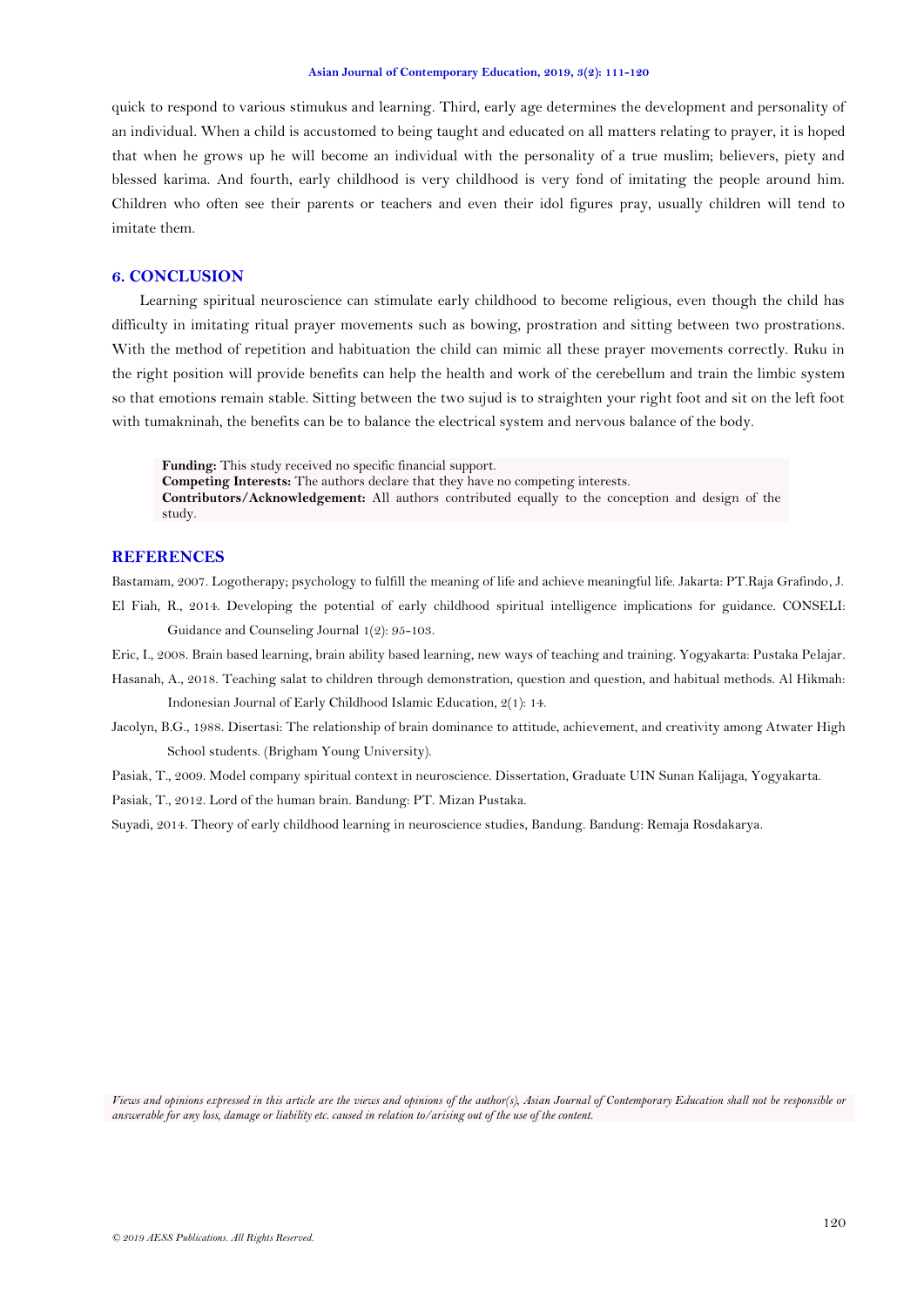quick to respond to various stimukus and learning. Third, early age determines the development and personality of an individual. When a child is accustomed to being taught and educated on all matters relating to prayer, it is hoped that when he grows up he will become an individual with the personality of a true muslim; believers, piety and blessed karima. And fourth, early childhood is very childhood is very fond of imitating the people around him. Children who often see their parents or teachers and even their idol figures pray, usually children will tend to imitate them.

## 6. CONCLUSION

Learning spiritual neuroscience can stimulate early childhood to become religious, even though the child has difficulty in imitating ritual prayer movements such as bowing, prostration and sitting between two prostrations. With the method of repetition and habituation the child can mimic all these prayer movements correctly. Ruku in the right position will provide benefits can help the health and work of the cerebellum and train the limbic system so that emotions remain stable. Sitting between the two sujud is to straighten your right foot and sit on the left foot with tumakninah, the benefits can be to balance the electrical system and nervous balance of the body.

**Funding:** This study received no specific financial support.
**Competing Interests:** The authors declare that they have no competing interests.
**Contributors/Acknowledgement:** All authors contributed equally to the conception and design of the study.

## REFERENCES

Bastamam, 2007. Logotherapy; psychology to fulfill the meaning of life and achieve meaningful life. Jakarta: PT.Raja Grafindo, J.

El Fiah, R., 2014. Developing the potential of early childhood spiritual intelligence implications for guidance. CONSELI: Guidance and Counseling Journal 1(2): 95-103.

Eric, I., 2008. Brain based learning, brain ability based learning, new ways of teaching and training. Yogyakarta: Pustaka Pelajar.

Hasanah, A., 2018. Teaching salat to children through demonstration, question and question, and habitual methods. Al Hikmah: Indonesian Journal of Early Childhood Islamic Education, 2(1): 14.

Jacolyn, B.G., 1988. Disertasi: The relationship of brain dominance to attitude, achievement, and creativity among Atwater High School students. (Brigham Young University).

Pasiak, T., 2009. Model company spiritual context in neuroscience. Dissertation, Graduate UIN Sunan Kalijaga, Yogyakarta.

Pasiak, T., 2012. Lord of the human brain. Bandung: PT. Mizan Pustaka.

Suyadi, 2014. Theory of early childhood learning in neuroscience studies, Bandung. Bandung: Remaja Rosdakarya.

*Views and opinions expressed in this article are the views and opinions of the author(s), Asian Journal of Contemporary Education shall not be responsible or answerable for any loss, damage or liability etc. caused in relation to/arising out of the use of the content.*